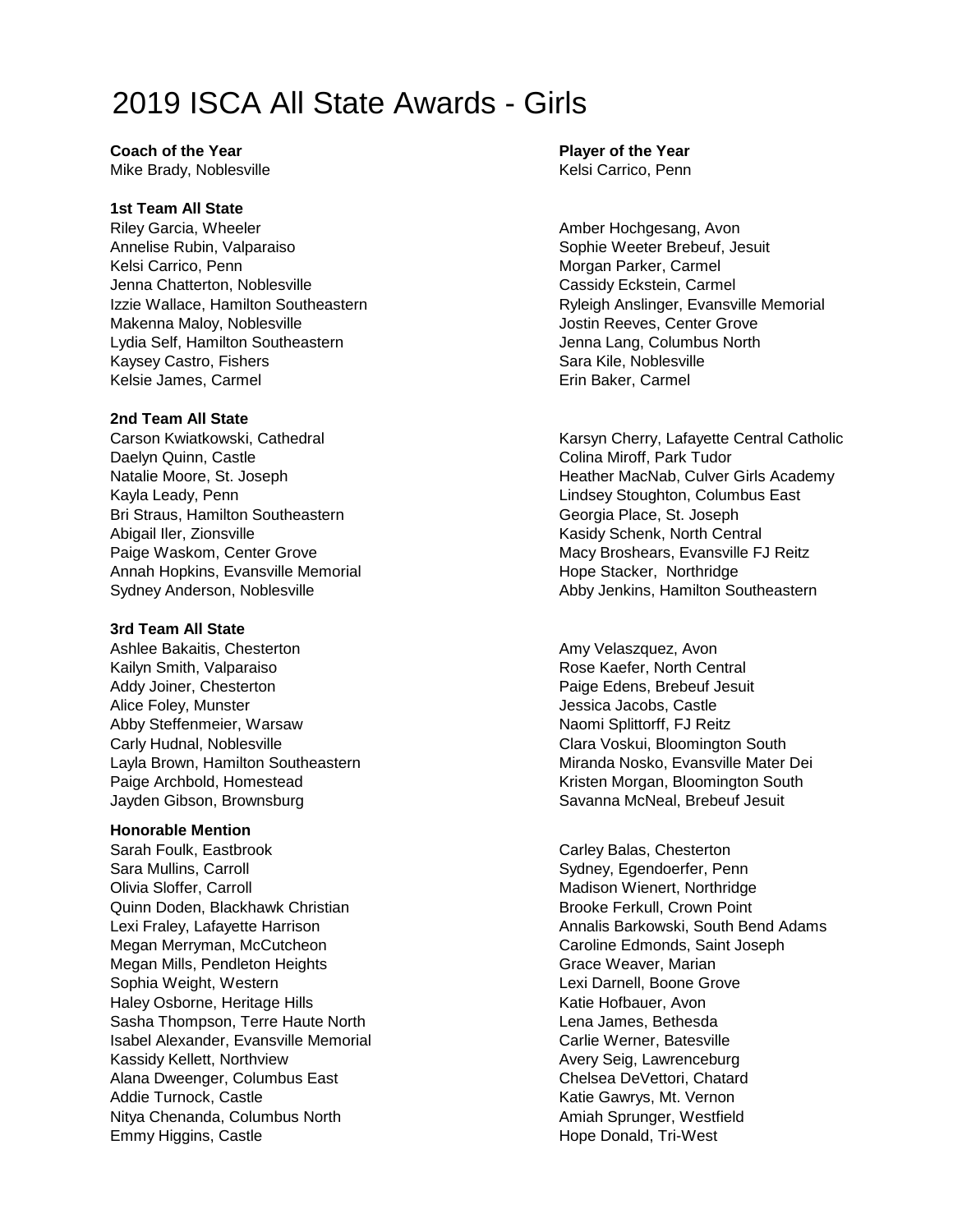# 2019 ISCA All State Awards - Girls

**Coach of the Year**
Mike Brady, Noblesville

**Player of the Year**
Kelsi Carrico, Penn

**1st Team All State**

Riley Garcia, Wheeler
Annelise Rubin, Valparaiso
Kelsi Carrico, Penn
Jenna Chatterton, Noblesville
Izzie Wallace, Hamilton Southeastern
Makenna Maloy, Noblesville
Lydia Self, Hamilton Southeastern
Kaysey Castro, Fishers
Kelsie James, Carmel
Amber Hochgesang, Avon
Sophie Weeter Brebeuf, Jesuit
Morgan Parker, Carmel
Cassidy Eckstein, Carmel
Ryleigh Anslinger, Evansville Memorial
Jostin Reeves, Center Grove
Jenna Lang, Columbus North
Sara Kile, Noblesville
Erin Baker, Carmel

**2nd Team All State**

Carson Kwiatkowski, Cathedral
Daelyn Quinn, Castle
Natalie Moore, St. Joseph
Kayla Leady, Penn
Bri Straus, Hamilton Southeastern
Abigail Iler, Zionsville
Paige Waskom, Center Grove
Annah Hopkins, Evansville Memorial
Sydney Anderson, Noblesville
Karsyn Cherry, Lafayette Central Catholic
Colina Miroff, Park Tudor
Heather MacNab, Culver Girls Academy
Lindsey Stoughton, Columbus East
Georgia Place, St. Joseph
Kasidy Schenk, North Central
Macy Broshears, Evansville FJ Reitz
Hope Stacker, Northridge
Abby Jenkins, Hamilton Southeastern

**3rd Team All State**

Ashlee Bakaitis, Chesterton
Kailyn Smith, Valparaiso
Addy Joiner, Chesterton
Alice Foley, Munster
Abby Steffenmeier, Warsaw
Carly Hudnal, Noblesville
Layla Brown, Hamilton Southeastern
Paige Archbold, Homestead
Jayden Gibson, Brownsburg
Amy Velaszquez, Avon
Rose Kaefer, North Central
Paige Edens, Brebeuf Jesuit
Jessica Jacobs, Castle
Naomi Splittorff, FJ Reitz
Clara Voskui, Bloomington South
Miranda Nosko, Evansville Mater Dei
Kristen Morgan, Bloomington South
Savanna McNeal, Brebeuf Jesuit

**Honorable Mention**

Sarah Foulk, Eastbrook
Sara Mullins, Carroll
Olivia Sloffer, Carroll
Quinn Doden, Blackhawk Christian
Lexi Fraley, Lafayette Harrison
Megan Merryman, McCutcheon
Megan Mills, Pendleton Heights
Sophia Weight, Western
Haley Osborne, Heritage Hills
Sasha Thompson, Terre Haute North
Isabel Alexander, Evansville Memorial
Kassidy Kellett, Northview
Alana Dweenger, Columbus East
Addie Turnock, Castle
Nitya Chenanda, Columbus North
Emmy Higgins, Castle
Carley Balas, Chesterton
Sydney, Egendoerfer, Penn
Madison Wienert, Northridge
Brooke Ferkull, Crown Point
Annalis Barkowski, South Bend Adams
Caroline Edmonds, Saint Joseph
Grace Weaver, Marian
Lexi Darnell, Boone Grove
Katie Hofbauer, Avon
Lena James, Bethesda
Carlie Werner, Batesville
Avery Seig, Lawrenceburg
Chelsea DeVettori, Chatard
Katie Gawrys, Mt. Vernon
Amiah Sprunger, Westfield
Hope Donald, Tri-West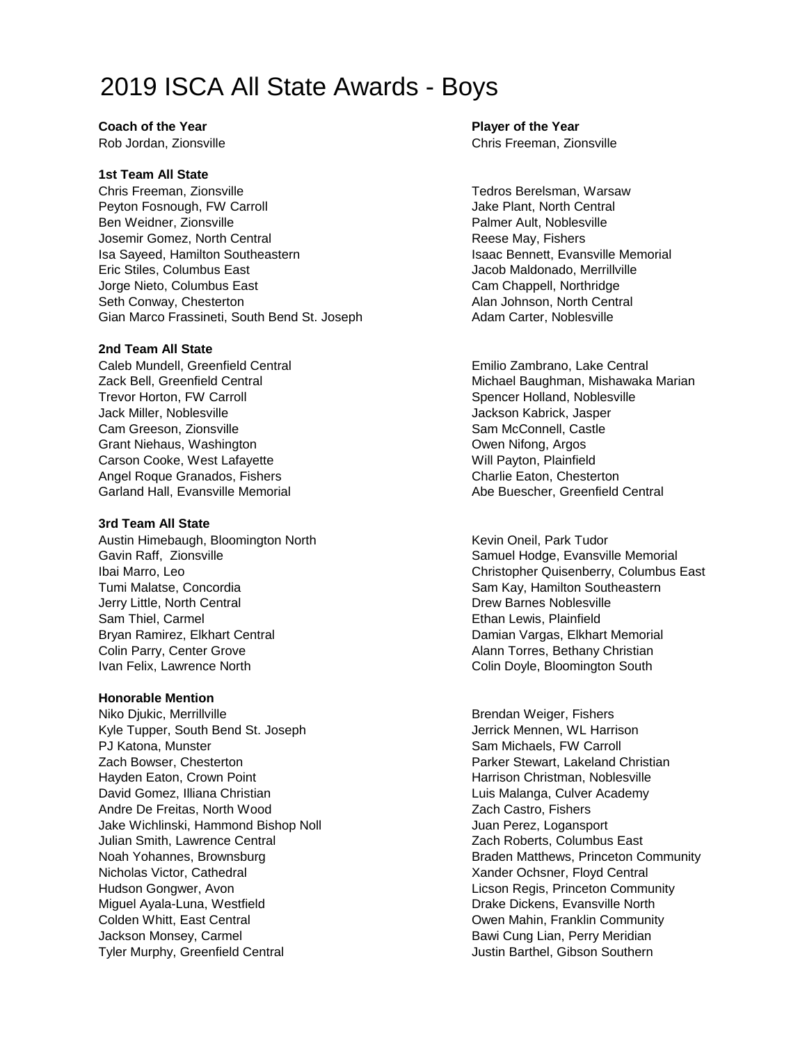# 2019 ISCA All State Awards - Boys

**Coach of the Year**
Rob Jordan, Zionsville

**Player of the Year**
Chris Freeman, Zionsville

**1st Team All State**

Chris Freeman, Zionsville
Peyton Fosnough, FW Carroll
Ben Weidner, Zionsville
Josemir Gomez, North Central
Isa Sayeed, Hamilton Southeastern
Eric Stiles, Columbus East
Jorge Nieto, Columbus East
Seth Conway, Chesterton
Gian Marco Frassineti, South Bend St. Joseph
Tedros Berelsman, Warsaw
Jake Plant, North Central
Palmer Ault, Noblesville
Reese May, Fishers
Isaac Bennett, Evansville Memorial
Jacob Maldonado, Merrillville
Cam Chappell, Northridge
Alan Johnson, North Central
Adam Carter, Noblesville

**2nd Team All State**

Caleb Mundell, Greenfield Central
Zack Bell, Greenfield Central
Trevor Horton, FW Carroll
Jack Miller, Noblesville
Cam Greeson, Zionsville
Grant Niehaus, Washington
Carson Cooke, West Lafayette
Angel Roque Granados, Fishers
Garland Hall, Evansville Memorial
Emilio Zambrano, Lake Central
Michael Baughman, Mishawaka Marian
Spencer Holland, Noblesville
Jackson Kabrick, Jasper
Sam McConnell, Castle
Owen Nifong, Argos
Will Payton, Plainfield
Charlie Eaton, Chesterton
Abe Buescher, Greenfield Central

**3rd Team All State**

Austin Himebaugh, Bloomington North
Gavin Raff, Zionsville
Ibai Marro, Leo
Tumi Malatse, Concordia
Jerry Little, North Central
Sam Thiel, Carmel
Bryan Ramirez, Elkhart Central
Colin Parry, Center Grove
Ivan Felix, Lawrence North
Kevin Oneil, Park Tudor
Samuel Hodge, Evansville Memorial
Christopher Quisenberry, Columbus East
Sam Kay, Hamilton Southeastern
Drew Barnes Noblesville
Ethan Lewis, Plainfield
Damian Vargas, Elkhart Memorial
Alann Torres, Bethany Christian
Colin Doyle, Bloomington South

**Honorable Mention**

Niko Djukic, Merrillville
Kyle Tupper, South Bend St. Joseph
PJ Katona, Munster
Zach Bowser, Chesterton
Hayden Eaton, Crown Point
David Gomez, Illiana Christian
Andre De Freitas, North Wood
Jake Wichlinski, Hammond Bishop Noll
Julian Smith, Lawrence Central
Noah Yohannes, Brownsburg
Nicholas Victor, Cathedral
Hudson Gongwer, Avon
Miguel Ayala-Luna, Westfield
Colden Whitt, East Central
Jackson Monsey, Carmel
Tyler Murphy, Greenfield Central
Brendan Weiger, Fishers
Jerrick Mennen, WL Harrison
Sam Michaels, FW Carroll
Parker Stewart, Lakeland Christian
Harrison Christman, Noblesville
Luis Malanga, Culver Academy
Zach Castro, Fishers
Juan Perez, Logansport
Zach Roberts, Columbus East
Braden Matthews, Princeton Community
Xander Ochsner, Floyd Central
Licson Regis, Princeton Community
Drake Dickens, Evansville North
Owen Mahin, Franklin Community
Bawi Cung Lian, Perry Meridian
Justin Barthel, Gibson Southern